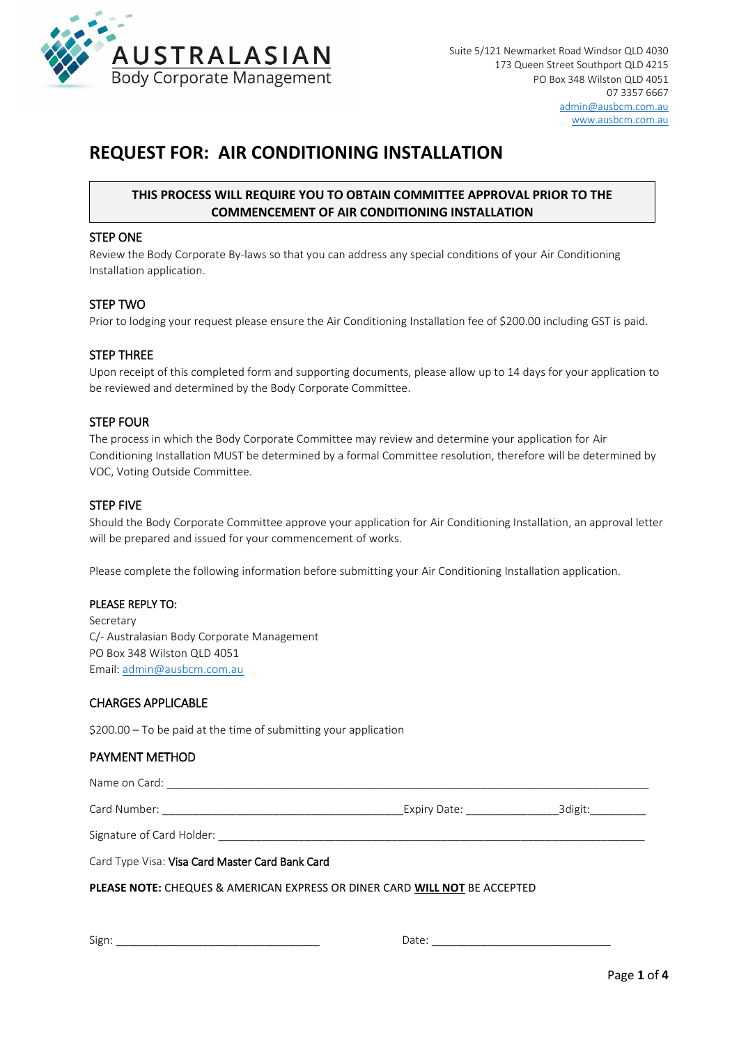**AUSTRALASIAN**
Body Corporate Management

Suite 5/121 Newmarket Road Windsor QLD 4030
173 Queen Street Southport QLD 4215
PO Box 348 Wilston QLD 4051
07 3357 6667
admin@ausbcm.com.au
www.ausbcm.com.au

# REQUEST FOR: AIR CONDITIONING INSTALLATION

**THIS PROCESS WILL REQUIRE YOU TO OBTAIN COMMITTEE APPROVAL PRIOR TO THE COMMENCEMENT OF AIR CONDITIONING INSTALLATION**

## STEP ONE

Review the Body Corporate By-laws so that you can address any special conditions of your Air Conditioning Installation application.

## STEP TWO

Prior to lodging your request please ensure the Air Conditioning Installation fee of $200.00 including GST is paid.

## STEP THREE

Upon receipt of this completed form and supporting documents, please allow up to 14 days for your application to be reviewed and determined by the Body Corporate Committee.

## STEP FOUR

The process in which the Body Corporate Committee may review and determine your application for Air Conditioning Installation MUST be determined by a formal Committee resolution, therefore will be determined by VOC, Voting Outside Committee.

## STEP FIVE

Should the Body Corporate Committee approve your application for Air Conditioning Installation, an approval letter will be prepared and issued for your commencement of works.

Please complete the following information before submitting your Air Conditioning Installation application.

## PLEASE REPLY TO:

Secretary
C/- Australasian Body Corporate Management
PO Box 348 Wilston QLD 4051
Email: admin@ausbcm.com.au

## CHARGES APPLICABLE

$200.00 – To be paid at the time of submitting your application

## PAYMENT METHOD

Name on Card: ______________________________________________________________________________

Card Number: _______________________________________Expiry Date: _______________3digit:_________

Signature of Card Holder: _________________________________________________________________

Card Type Visa: Visa Card Master Card Bank Card

**PLEASE NOTE:** CHEQUES & AMERICAN EXPRESS OR DINER CARD **WILL NOT** BE ACCEPTED

Sign: _________________________________ Date: _____________________________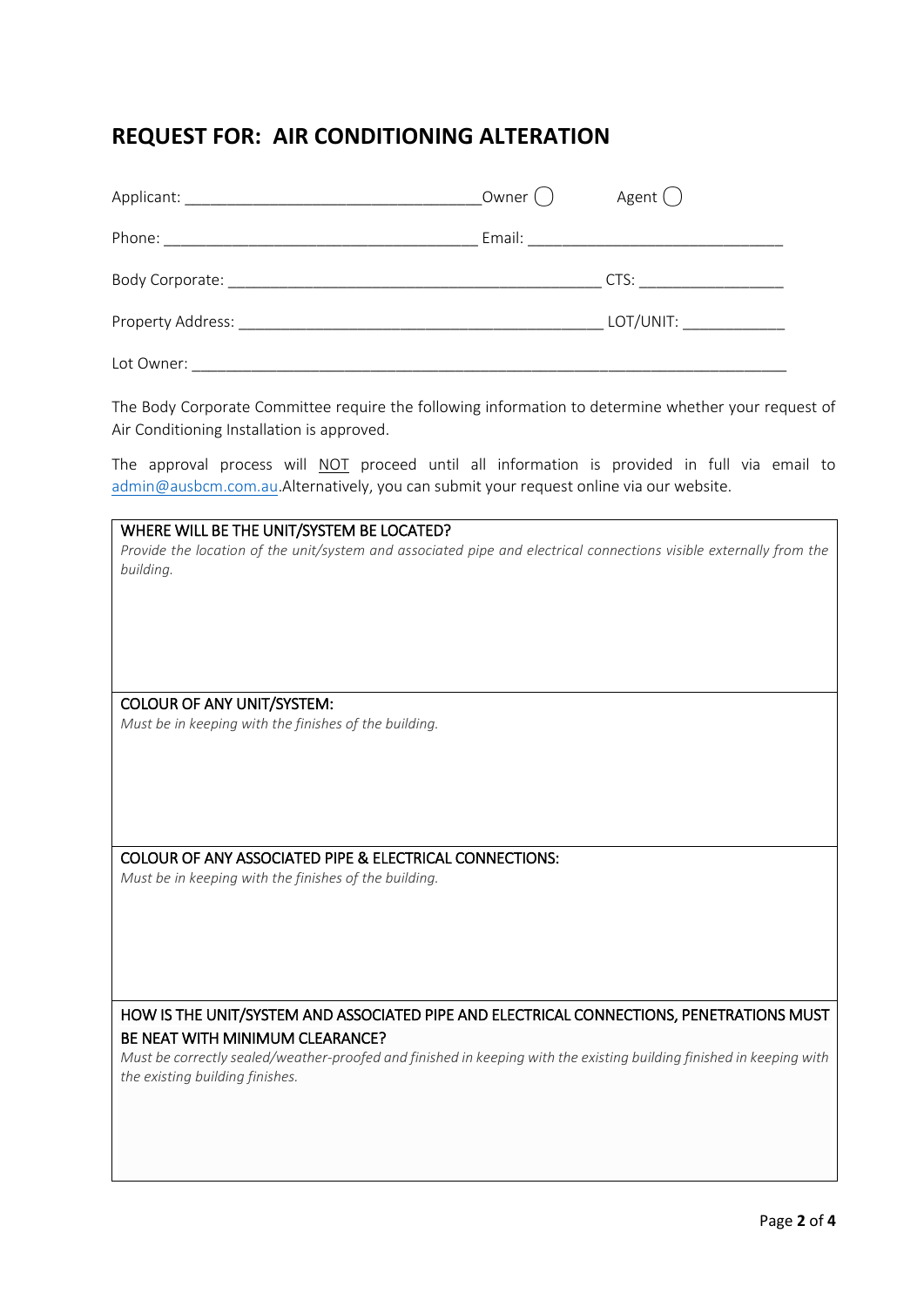# REQUEST FOR: AIR CONDITIONING ALTERATION

Applicant: ___________________________________ Owner ◯ Agent ◯

Phone: ______________________________________ Email: ______________________________

Body Corporate: _____________________________________________ CTS: _________________

Property Address: ___________________________________________ LOT/UNIT: ____________

Lot Owner: _______________________________________________________________________

The Body Corporate Committee require the following information to determine whether your request of Air Conditioning Installation is approved.

The approval process will <u>NOT</u> proceed until all information is provided in full via email to admin@ausbcm.com.au.Alternatively, you can submit your request online via our website.

| WHERE WILL BE THE UNIT/SYSTEM BE LOCATED?<br>*Provide the location of the unit/system and associated pipe and electrical connections visible externally from the building.* |
|---|
| COLOUR OF ANY UNIT/SYSTEM:<br>*Must be in keeping with the finishes of the building.* |
| COLOUR OF ANY ASSOCIATED PIPE & ELECTRICAL CONNECTIONS:<br>*Must be in keeping with the finishes of the building.* |
| HOW IS THE UNIT/SYSTEM AND ASSOCIATED PIPE AND ELECTRICAL CONNECTIONS, PENETRATIONS MUST BE NEAT WITH MINIMUM CLEARANCE?<br>*Must be correctly sealed/weather-proofed and finished in keeping with the existing building finished in keeping with the existing building finishes.* |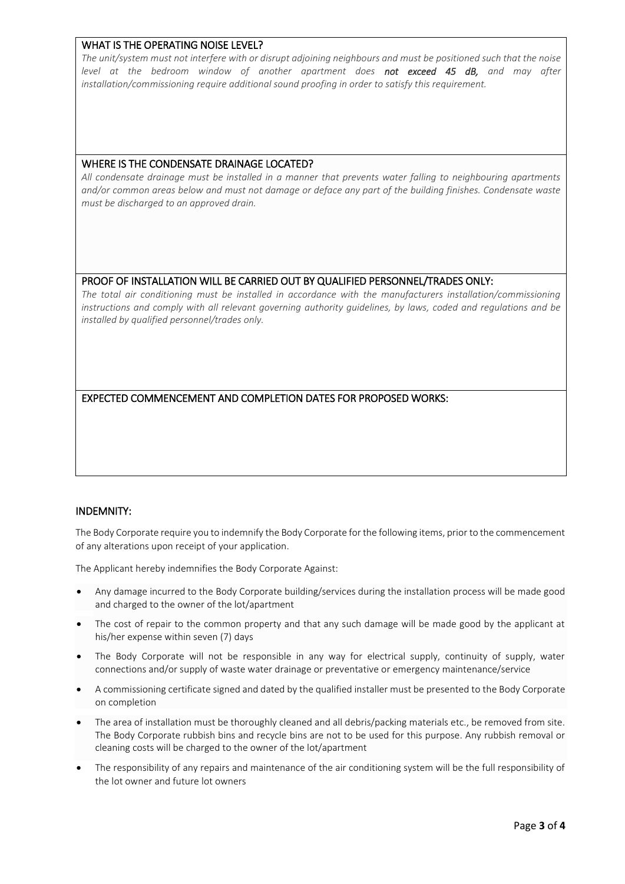## WHAT IS THE OPERATING NOISE LEVEL?

*The unit/system must not interfere with or disrupt adjoining neighbours and must be positioned such that the noise level at the bedroom window of another apartment does* ***not exceed 45 dB,*** *and may after installation/commissioning require additional sound proofing in order to satisfy this requirement.*

## WHERE IS THE CONDENSATE DRAINAGE LOCATED?

*All condensate drainage must be installed in a manner that prevents water falling to neighbouring apartments and/or common areas below and must not damage or deface any part of the building finishes. Condensate waste must be discharged to an approved drain.*

## PROOF OF INSTALLATION WILL BE CARRIED OUT BY QUALIFIED PERSONNEL/TRADES ONLY:

*The total air conditioning must be installed in accordance with the manufacturers installation/commissioning instructions and comply with all relevant governing authority guidelines, by laws, coded and regulations and be installed by qualified personnel/trades only.*

## EXPECTED COMMENCEMENT AND COMPLETION DATES FOR PROPOSED WORKS:

## INDEMNITY:

The Body Corporate require you to indemnify the Body Corporate for the following items, prior to the commencement of any alterations upon receipt of your application.

The Applicant hereby indemnifies the Body Corporate Against:

- Any damage incurred to the Body Corporate building/services during the installation process will be made good and charged to the owner of the lot/apartment
- The cost of repair to the common property and that any such damage will be made good by the applicant at his/her expense within seven (7) days
- The Body Corporate will not be responsible in any way for electrical supply, continuity of supply, water connections and/or supply of waste water drainage or preventative or emergency maintenance/service
- A commissioning certificate signed and dated by the qualified installer must be presented to the Body Corporate on completion
- The area of installation must be thoroughly cleaned and all debris/packing materials etc., be removed from site. The Body Corporate rubbish bins and recycle bins are not to be used for this purpose. Any rubbish removal or cleaning costs will be charged to the owner of the lot/apartment
- The responsibility of any repairs and maintenance of the air conditioning system will be the full responsibility of the lot owner and future lot owners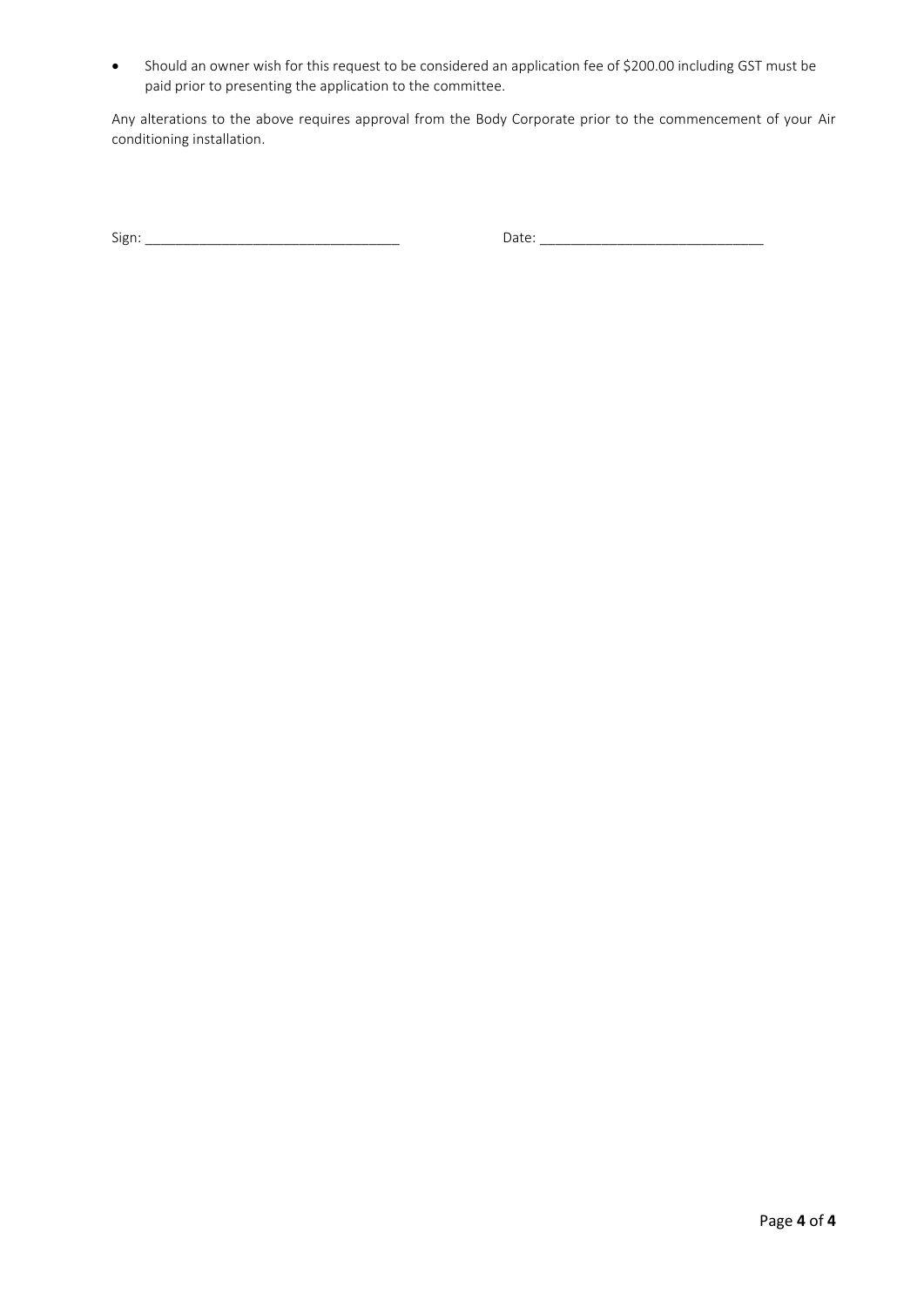- Should an owner wish for this request to be considered an application fee of $200.00 including GST must be paid prior to presenting the application to the committee.

Any alterations to the above requires approval from the Body Corporate prior to the commencement of your Air conditioning installation.

Sign: _________________________________ Date: _____________________________